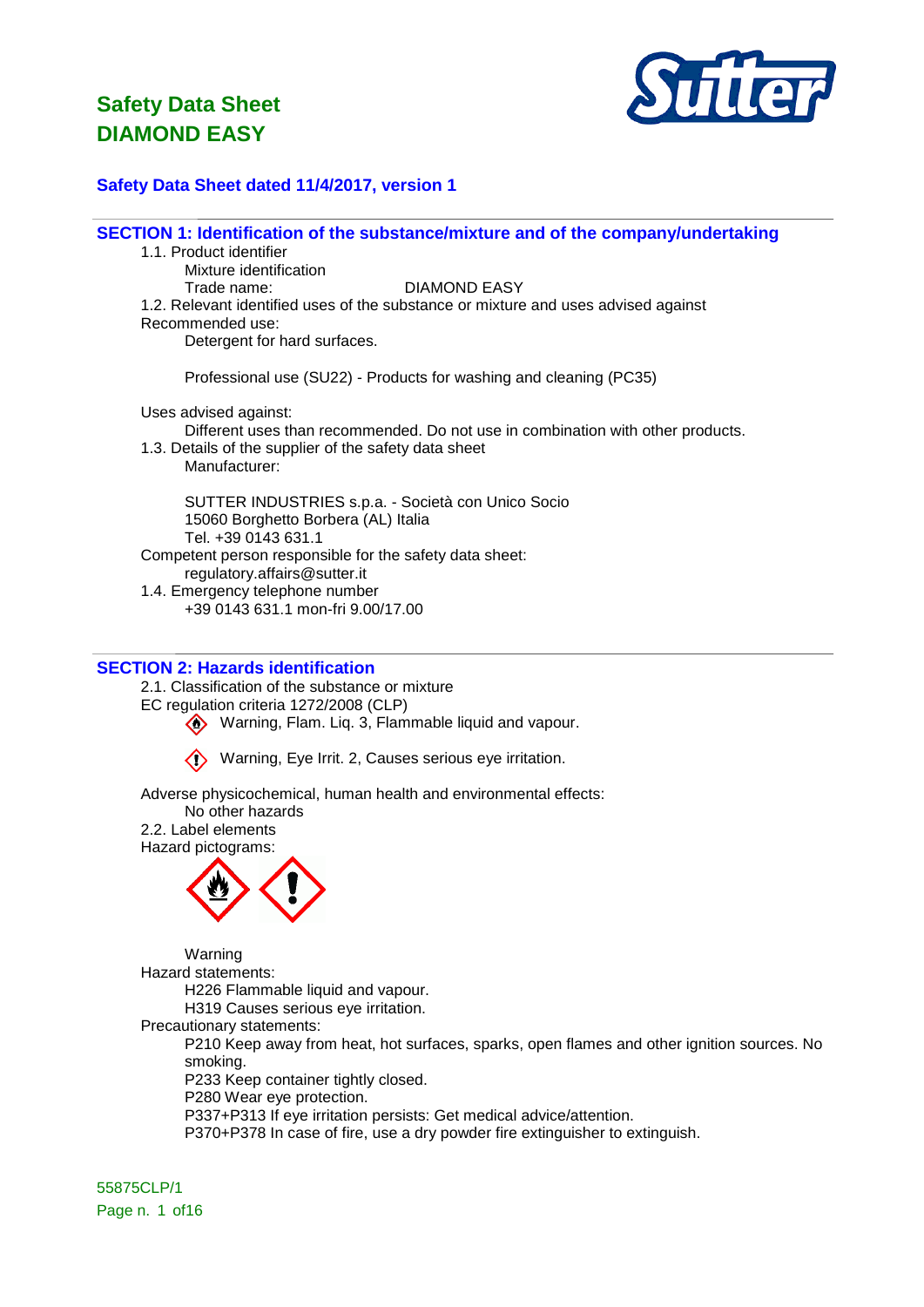# Safety Data Sheet
# DIAMOND EASY

**Safety Data Sheet dated 11/4/2017, version 1**

## SECTION 1: Identification of the substance/mixture and of the company/undertaking

1.1. Product identifier

Mixture identification

Trade name: DIAMOND EASY

1.2. Relevant identified uses of the substance or mixture and uses advised against

Recommended use:

Detergent for hard surfaces.

Professional use (SU22) - Products for washing and cleaning (PC35)

Uses advised against:

Different uses than recommended. Do not use in combination with other products.

1.3. Details of the supplier of the safety data sheet

Manufacturer:

SUTTER INDUSTRIES s.p.a. - Società con Unico Socio
15060 Borghetto Borbera (AL) Italia
Tel. +39 0143 631.1

Competent person responsible for the safety data sheet:

regulatory.affairs@sutter.it

1.4. Emergency telephone number

+39 0143 631.1 mon-fri 9.00/17.00

## SECTION 2: Hazards identification

2.1. Classification of the substance or mixture

EC regulation criteria 1272/2008 (CLP)

Warning, Flam. Liq. 3, Flammable liquid and vapour.

Warning, Eye Irrit. 2, Causes serious eye irritation.

Adverse physicochemical, human health and environmental effects:

No other hazards

2.2. Label elements

Hazard pictograms:

Warning

Hazard statements:

H226 Flammable liquid and vapour.
H319 Causes serious eye irritation.

Precautionary statements:

P210 Keep away from heat, hot surfaces, sparks, open flames and other ignition sources. No smoking.
P233 Keep container tightly closed.
P280 Wear eye protection.
P337+P313 If eye irritation persists: Get medical advice/attention.
P370+P378 In case of fire, use a dry powder fire extinguisher to extinguish.

55875CLP/1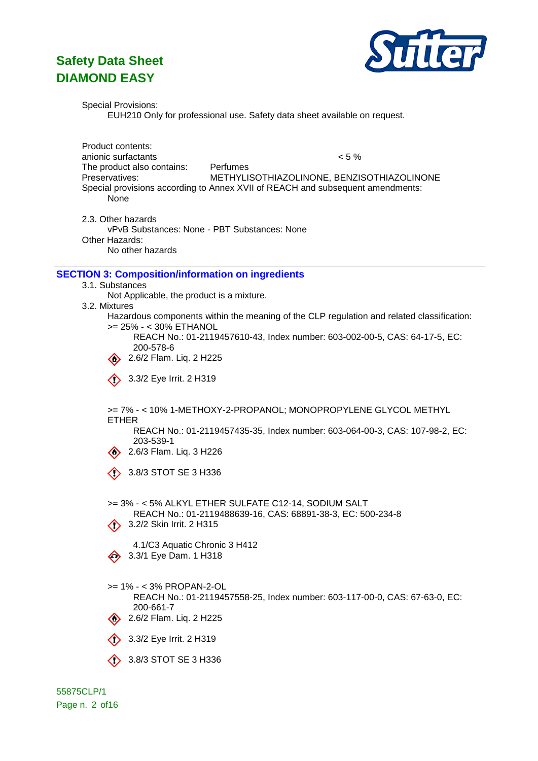Special Provisions:

EUH210 Only for professional use. Safety data sheet available on request.

Product contents:

| | |
|---|---|
| anionic surfactants | < 5 % |
| The product also contains: | Perfumes |
| Preservatives: | METHYLISOTHIAZOLINONE, BENZISOTHIAZOLINONE |

Special provisions according to Annex XVII of REACH and subsequent amendments:

None

2.3. Other hazards

vPvB Substances: None - PBT Substances: None

Other Hazards:

No other hazards

## SECTION 3: Composition/information on ingredients

3.1. Substances

Not Applicable, the product is a mixture.

3.2. Mixtures

Hazardous components within the meaning of the CLP regulation and related classification:

>= 25% - < 30% ETHANOL

REACH No.: 01-2119457610-43, Index number: 603-002-00-5, CAS: 64-17-5, EC: 200-578-6

2.6/2 Flam. Liq. 2 H225

3.3/2 Eye Irrit. 2 H319

>= 7% - < 10% 1-METHOXY-2-PROPANOL; MONOPROPYLENE GLYCOL METHYL ETHER

REACH No.: 01-2119457435-35, Index number: 603-064-00-3, CAS: 107-98-2, EC: 203-539-1

2.6/3 Flam. Liq. 3 H226

3.8/3 STOT SE 3 H336

>= 3% - < 5% ALKYL ETHER SULFATE C12-14, SODIUM SALT

REACH No.: 01-2119488639-16, CAS: 68891-38-3, EC: 500-234-8

3.2/2 Skin Irrit. 2 H315

4.1/C3 Aquatic Chronic 3 H412

3.3/1 Eye Dam. 1 H318

>= 1% - < 3% PROPAN-2-OL

REACH No.: 01-2119457558-25, Index number: 603-117-00-0, CAS: 67-63-0, EC: 200-661-7

2.6/2 Flam. Liq. 2 H225

3.3/2 Eye Irrit. 2 H319

3.8/3 STOT SE 3 H336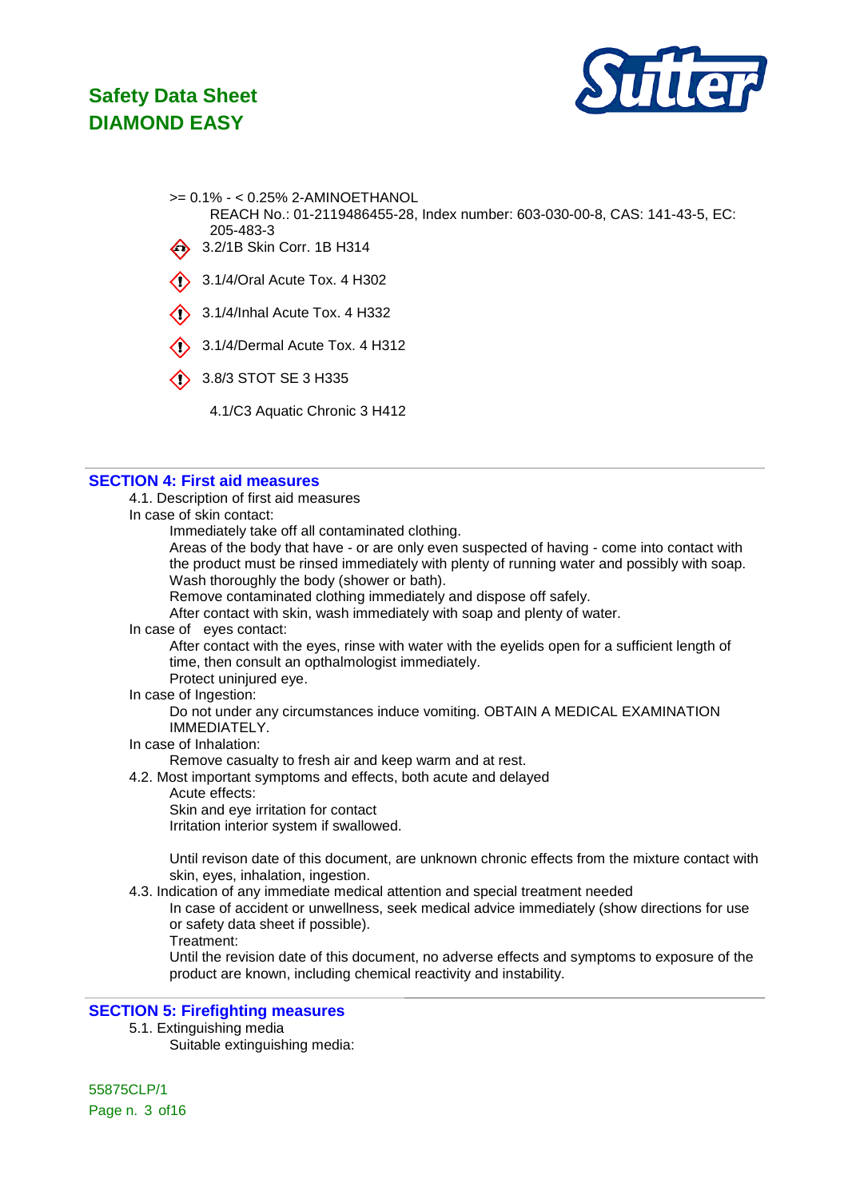>= 0.1% - < 0.25% 2-AMINOETHANOL

REACH No.: 01-2119486455-28, Index number: 603-030-00-8, CAS: 141-43-5, EC: 205-483-3

- 3.2/1B Skin Corr. 1B H314
- 3.1/4/Oral Acute Tox. 4 H302
- 3.1/4/Inhal Acute Tox. 4 H332
- 3.1/4/Dermal Acute Tox. 4 H312
- 3.8/3 STOT SE 3 H335
- 4.1/C3 Aquatic Chronic 3 H412

## SECTION 4: First aid measures

4.1. Description of first aid measures

In case of skin contact:

Immediately take off all contaminated clothing.

Areas of the body that have - or are only even suspected of having - come into contact with the product must be rinsed immediately with plenty of running water and possibly with soap.

Wash thoroughly the body (shower or bath).

Remove contaminated clothing immediately and dispose off safely.

After contact with skin, wash immediately with soap and plenty of water.

In case of eyes contact:

After contact with the eyes, rinse with water with the eyelids open for a sufficient length of time, then consult an opthalmologist immediately.

Protect uninjured eye.

In case of Ingestion:

Do not under any circumstances induce vomiting. OBTAIN A MEDICAL EXAMINATION IMMEDIATELY.

In case of Inhalation:

Remove casualty to fresh air and keep warm and at rest.

4.2. Most important symptoms and effects, both acute and delayed

Acute effects:

Skin and eye irritation for contact

Irritation interior system if swallowed.

Until revison date of this document, are unknown chronic effects from the mixture contact with skin, eyes, inhalation, ingestion.

4.3. Indication of any immediate medical attention and special treatment needed

In case of accident or unwellness, seek medical advice immediately (show directions for use or safety data sheet if possible).

Treatment:

Until the revision date of this document, no adverse effects and symptoms to exposure of the product are known, including chemical reactivity and instability.

## SECTION 5: Firefighting measures

5.1. Extinguishing media

Suitable extinguishing media:

55875CLP/1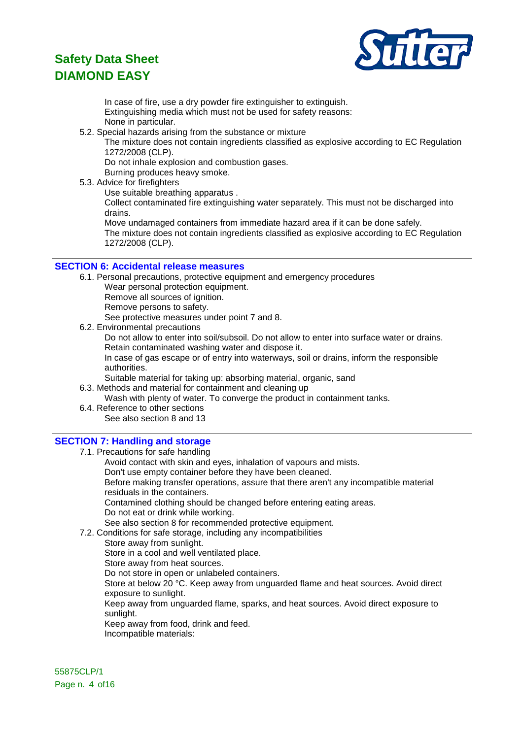In case of fire, use a dry powder fire extinguisher to extinguish.
Extinguishing media which must not be used for safety reasons:
None in particular.

5.2. Special hazards arising from the substance or mixture
The mixture does not contain ingredients classified as explosive according to EC Regulation 1272/2008 (CLP).
Do not inhale explosion and combustion gases.
Burning produces heavy smoke.

5.3. Advice for firefighters
Use suitable breathing apparatus .
Collect contaminated fire extinguishing water separately. This must not be discharged into drains.
Move undamaged containers from immediate hazard area if it can be done safely.
The mixture does not contain ingredients classified as explosive according to EC Regulation 1272/2008 (CLP).

## SECTION 6: Accidental release measures

6.1. Personal precautions, protective equipment and emergency procedures
Wear personal protection equipment.
Remove all sources of ignition.
Remove persons to safety.
See protective measures under point 7 and 8.

6.2. Environmental precautions
Do not allow to enter into soil/subsoil. Do not allow to enter into surface water or drains.
Retain contaminated washing water and dispose it.
In case of gas escape or of entry into waterways, soil or drains, inform the responsible authorities.
Suitable material for taking up: absorbing material, organic, sand

6.3. Methods and material for containment and cleaning up
Wash with plenty of water. To converge the product in containment tanks.

6.4. Reference to other sections
See also section 8 and 13

## SECTION 7: Handling and storage

7.1. Precautions for safe handling
Avoid contact with skin and eyes, inhalation of vapours and mists.
Don't use empty container before they have been cleaned.
Before making transfer operations, assure that there aren't any incompatible material residuals in the containers.
Contamined clothing should be changed before entering eating areas.
Do not eat or drink while working.
See also section 8 for recommended protective equipment.

7.2. Conditions for safe storage, including any incompatibilities
Store away from sunlight.
Store in a cool and well ventilated place.
Store away from heat sources.
Do not store in open or unlabeled containers.
Store at below 20 °C. Keep away from unguarded flame and heat sources. Avoid direct exposure to sunlight.
Keep away from unguarded flame, sparks, and heat sources. Avoid direct exposure to sunlight.
Keep away from food, drink and feed.
Incompatible materials: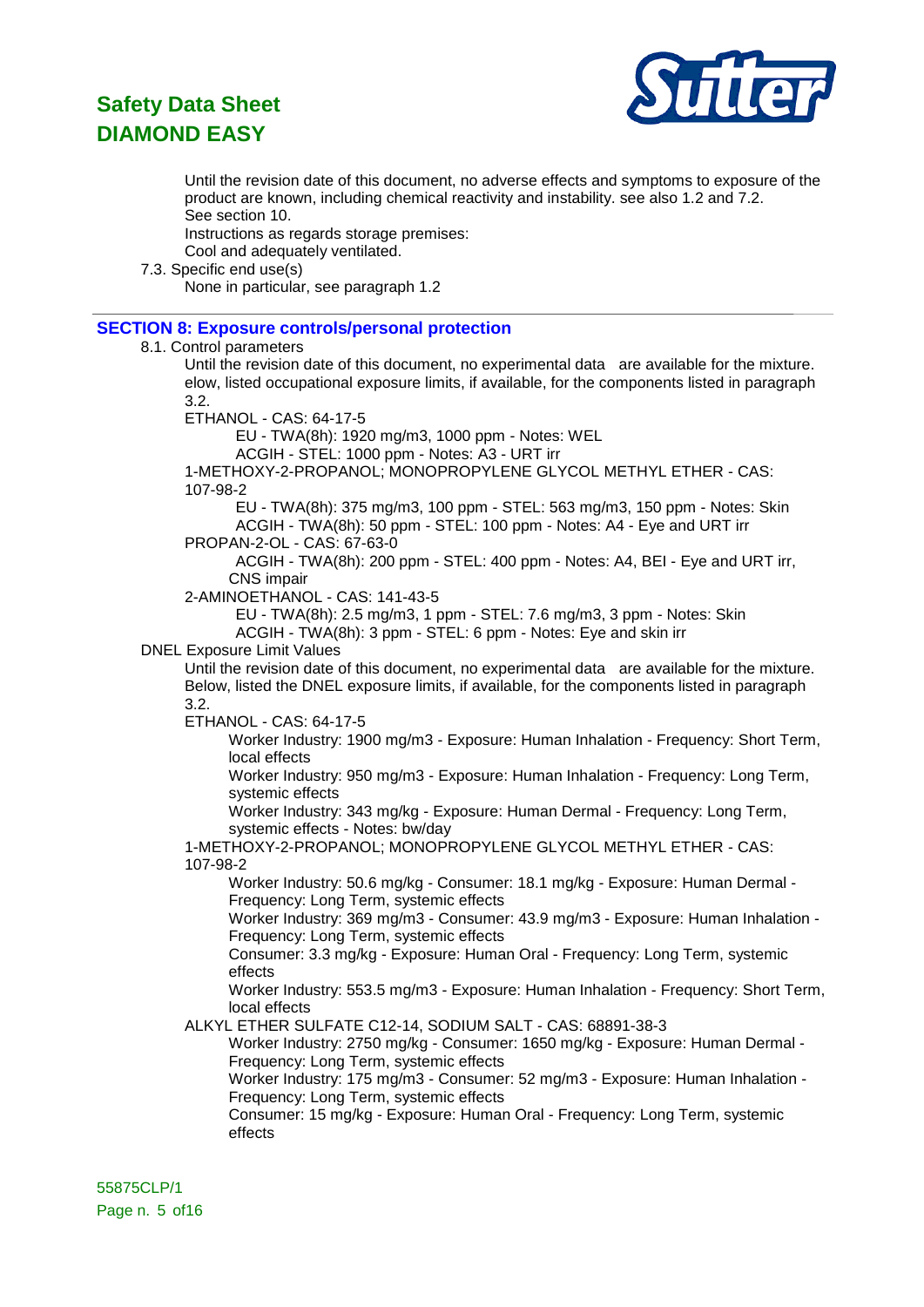Until the revision date of this document, no adverse effects and symptoms to exposure of the product are known, including chemical reactivity and instability. see also 1.2 and 7.2.
See section 10.
Instructions as regards storage premises:
Cool and adequately ventilated.

7.3. Specific end use(s)
None in particular, see paragraph 1.2

## SECTION 8: Exposure controls/personal protection

8.1. Control parameters

Until the revision date of this document, no experimental data are available for the mixture. elow, listed occupational exposure limits, if available, for the components listed in paragraph 3.2.

ETHANOL - CAS: 64-17-5
- EU - TWA(8h): 1920 mg/m3, 1000 ppm - Notes: WEL
- ACGIH - STEL: 1000 ppm - Notes: A3 - URT irr

1-METHOXY-2-PROPANOL; MONOPROPYLENE GLYCOL METHYL ETHER - CAS: 107-98-2
- EU - TWA(8h): 375 mg/m3, 100 ppm - STEL: 563 mg/m3, 150 ppm - Notes: Skin
- ACGIH - TWA(8h): 50 ppm - STEL: 100 ppm - Notes: A4 - Eye and URT irr

PROPAN-2-OL - CAS: 67-63-0
- ACGIH - TWA(8h): 200 ppm - STEL: 400 ppm - Notes: A4, BEI - Eye and URT irr, CNS impair

2-AMINOETHANOL - CAS: 141-43-5
- EU - TWA(8h): 2.5 mg/m3, 1 ppm - STEL: 7.6 mg/m3, 3 ppm - Notes: Skin
- ACGIH - TWA(8h): 3 ppm - STEL: 6 ppm - Notes: Eye and skin irr

DNEL Exposure Limit Values

Until the revision date of this document, no experimental data are available for the mixture. Below, listed the DNEL exposure limits, if available, for the components listed in paragraph 3.2.

ETHANOL - CAS: 64-17-5
- Worker Industry: 1900 mg/m3 - Exposure: Human Inhalation - Frequency: Short Term, local effects
- Worker Industry: 950 mg/m3 - Exposure: Human Inhalation - Frequency: Long Term, systemic effects
- Worker Industry: 343 mg/kg - Exposure: Human Dermal - Frequency: Long Term, systemic effects - Notes: bw/day

1-METHOXY-2-PROPANOL; MONOPROPYLENE GLYCOL METHYL ETHER - CAS: 107-98-2
- Worker Industry: 50.6 mg/kg - Consumer: 18.1 mg/kg - Exposure: Human Dermal - Frequency: Long Term, systemic effects
- Worker Industry: 369 mg/m3 - Consumer: 43.9 mg/m3 - Exposure: Human Inhalation - Frequency: Long Term, systemic effects
- Consumer: 3.3 mg/kg - Exposure: Human Oral - Frequency: Long Term, systemic effects
- Worker Industry: 553.5 mg/m3 - Exposure: Human Inhalation - Frequency: Short Term, local effects

ALKYL ETHER SULFATE C12-14, SODIUM SALT - CAS: 68891-38-3
- Worker Industry: 2750 mg/kg - Consumer: 1650 mg/kg - Exposure: Human Dermal - Frequency: Long Term, systemic effects
- Worker Industry: 175 mg/m3 - Consumer: 52 mg/m3 - Exposure: Human Inhalation - Frequency: Long Term, systemic effects
- Consumer: 15 mg/kg - Exposure: Human Oral - Frequency: Long Term, systemic effects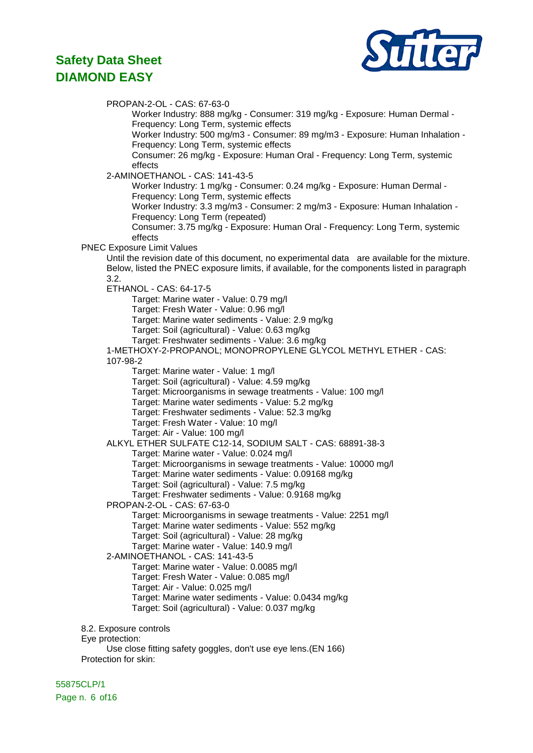PROPAN-2-OL - CAS: 67-63-0

- Worker Industry: 888 mg/kg - Consumer: 319 mg/kg - Exposure: Human Dermal - Frequency: Long Term, systemic effects
- Worker Industry: 500 mg/m3 - Consumer: 89 mg/m3 - Exposure: Human Inhalation - Frequency: Long Term, systemic effects
- Consumer: 26 mg/kg - Exposure: Human Oral - Frequency: Long Term, systemic effects

2-AMINOETHANOL - CAS: 141-43-5

- Worker Industry: 1 mg/kg - Consumer: 0.24 mg/kg - Exposure: Human Dermal - Frequency: Long Term, systemic effects
- Worker Industry: 3.3 mg/m3 - Consumer: 2 mg/m3 - Exposure: Human Inhalation - Frequency: Long Term (repeated)
- Consumer: 3.75 mg/kg - Exposure: Human Oral - Frequency: Long Term, systemic effects

PNEC Exposure Limit Values

Until the revision date of this document, no experimental data are available for the mixture. Below, listed the PNEC exposure limits, if available, for the components listed in paragraph 3.2.

ETHANOL - CAS: 64-17-5

- Target: Marine water - Value: 0.79 mg/l
- Target: Fresh Water - Value: 0.96 mg/l
- Target: Marine water sediments - Value: 2.9 mg/kg
- Target: Soil (agricultural) - Value: 0.63 mg/kg
- Target: Freshwater sediments - Value: 3.6 mg/kg

1-METHOXY-2-PROPANOL; MONOPROPYLENE GLYCOL METHYL ETHER - CAS: 107-98-2

- Target: Marine water - Value: 1 mg/l
- Target: Soil (agricultural) - Value: 4.59 mg/kg
- Target: Microorganisms in sewage treatments - Value: 100 mg/l
- Target: Marine water sediments - Value: 5.2 mg/kg
- Target: Freshwater sediments - Value: 52.3 mg/kg
- Target: Fresh Water - Value: 10 mg/l
- Target: Air - Value: 100 mg/l

ALKYL ETHER SULFATE C12-14, SODIUM SALT - CAS: 68891-38-3

- Target: Marine water - Value: 0.024 mg/l
- Target: Microorganisms in sewage treatments - Value: 10000 mg/l
- Target: Marine water sediments - Value: 0.09168 mg/kg
- Target: Soil (agricultural) - Value: 7.5 mg/kg
- Target: Freshwater sediments - Value: 0.9168 mg/kg

PROPAN-2-OL - CAS: 67-63-0

- Target: Microorganisms in sewage treatments - Value: 2251 mg/l
- Target: Marine water sediments - Value: 552 mg/kg
- Target: Soil (agricultural) - Value: 28 mg/kg
- Target: Marine water - Value: 140.9 mg/l

2-AMINOETHANOL - CAS: 141-43-5

- Target: Marine water - Value: 0.0085 mg/l
- Target: Fresh Water - Value: 0.085 mg/l
- Target: Air - Value: 0.025 mg/l
- Target: Marine water sediments - Value: 0.0434 mg/kg
- Target: Soil (agricultural) - Value: 0.037 mg/kg

8.2. Exposure controls

Eye protection:

Use close fitting safety goggles, don't use eye lens.(EN 166)

Protection for skin: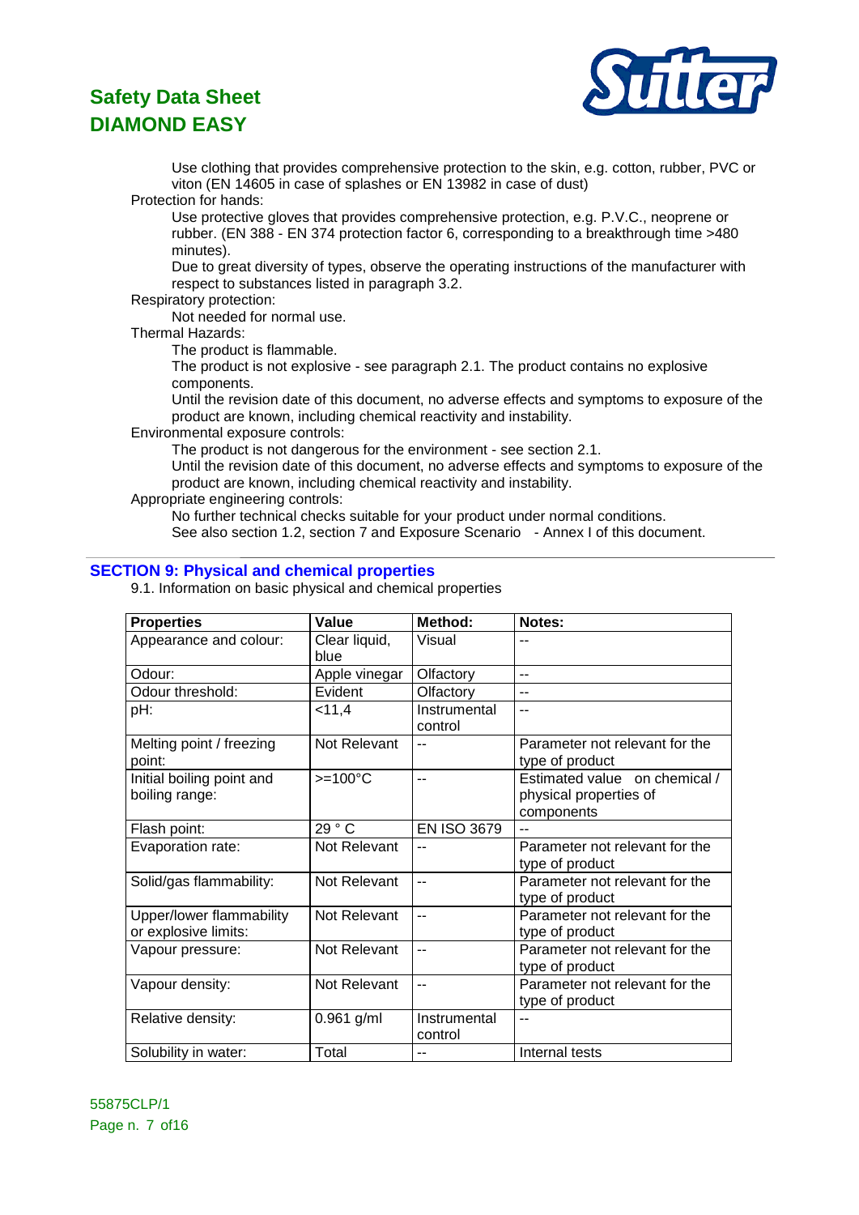Use clothing that provides comprehensive protection to the skin, e.g. cotton, rubber, PVC or viton (EN 14605 in case of splashes or EN 13982 in case of dust)

Protection for hands:

Use protective gloves that provides comprehensive protection, e.g. P.V.C., neoprene or rubber. (EN 388 - EN 374 protection factor 6, corresponding to a breakthrough time >480 minutes).

Due to great diversity of types, observe the operating instructions of the manufacturer with respect to substances listed in paragraph 3.2.

Respiratory protection:

Not needed for normal use.

Thermal Hazards:

The product is flammable.

The product is not explosive - see paragraph 2.1. The product contains no explosive components.

Until the revision date of this document, no adverse effects and symptoms to exposure of the product are known, including chemical reactivity and instability.

Environmental exposure controls:

The product is not dangerous for the environment - see section 2.1.

Until the revision date of this document, no adverse effects and symptoms to exposure of the product are known, including chemical reactivity and instability.

Appropriate engineering controls:

No further technical checks suitable for your product under normal conditions.

See also section 1.2, section 7 and Exposure Scenario - Annex I of this document.

## SECTION 9: Physical and chemical properties

9.1. Information on basic physical and chemical properties

| Properties | Value | Method: | Notes: |
|---|---|---|---|
| Appearance and colour: | Clear liquid, blue | Visual | -- |
| Odour: | Apple vinegar | Olfactory | -- |
| Odour threshold: | Evident | Olfactory | -- |
| pH: | <11,4 | Instrumental control | -- |
| Melting point / freezing point: | Not Relevant | -- | Parameter not relevant for the type of product |
| Initial boiling point and boiling range: | >=100°C | -- | Estimated value on chemical / physical properties of components |
| Flash point: | 29 ° C | EN ISO 3679 | -- |
| Evaporation rate: | Not Relevant | -- | Parameter not relevant for the type of product |
| Solid/gas flammability: | Not Relevant | -- | Parameter not relevant for the type of product |
| Upper/lower flammability or explosive limits: | Not Relevant | -- | Parameter not relevant for the type of product |
| Vapour pressure: | Not Relevant | -- | Parameter not relevant for the type of product |
| Vapour density: | Not Relevant | -- | Parameter not relevant for the type of product |
| Relative density: | 0.961 g/ml | Instrumental control | -- |
| Solubility in water: | Total | -- | Internal tests |

55875CLP/1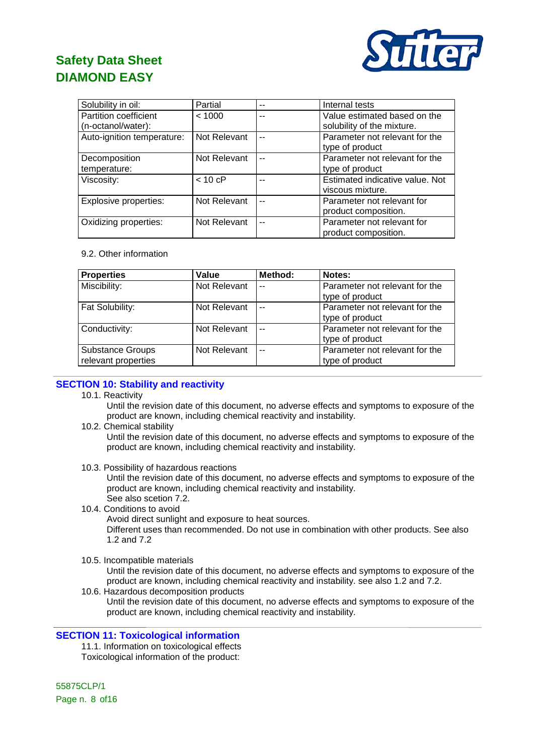| | | | |
|---|---|---|---|
| Solubility in oil: | Partial | -- | Internal tests |
| Partition coefficient (n-octanol/water): | < 1000 | -- | Value estimated based on the solubility of the mixture. |
| Auto-ignition temperature: | Not Relevant | -- | Parameter not relevant for the type of product |
| Decomposition temperature: | Not Relevant | -- | Parameter not relevant for the type of product |
| Viscosity: | < 10 cP | -- | Estimated indicative value. Not viscous mixture. |
| Explosive properties: | Not Relevant | -- | Parameter not relevant for product composition. |
| Oxidizing properties: | Not Relevant | -- | Parameter not relevant for product composition. |

9.2. Other information

| Properties | Value | Method: | Notes: |
|---|---|---|---|
| Miscibility: | Not Relevant | -- | Parameter not relevant for the type of product |
| Fat Solubility: | Not Relevant | -- | Parameter not relevant for the type of product |
| Conductivity: | Not Relevant | -- | Parameter not relevant for the type of product |
| Substance Groups relevant properties | Not Relevant | -- | Parameter not relevant for the type of product |

## SECTION 10: Stability and reactivity

10.1. Reactivity

Until the revision date of this document, no adverse effects and symptoms to exposure of the product are known, including chemical reactivity and instability.

10.2. Chemical stability

Until the revision date of this document, no adverse effects and symptoms to exposure of the product are known, including chemical reactivity and instability.

10.3. Possibility of hazardous reactions

Until the revision date of this document, no adverse effects and symptoms to exposure of the product are known, including chemical reactivity and instability.
See also scetion 7.2.

10.4. Conditions to avoid

Avoid direct sunlight and exposure to heat sources.
Different uses than recommended. Do not use in combination with other products. See also 1.2 and 7.2

10.5. Incompatible materials

Until the revision date of this document, no adverse effects and symptoms to exposure of the product are known, including chemical reactivity and instability. see also 1.2 and 7.2.

10.6. Hazardous decomposition products

Until the revision date of this document, no adverse effects and symptoms to exposure of the product are known, including chemical reactivity and instability.

## SECTION 11: Toxicological information

11.1. Information on toxicological effects

Toxicological information of the product: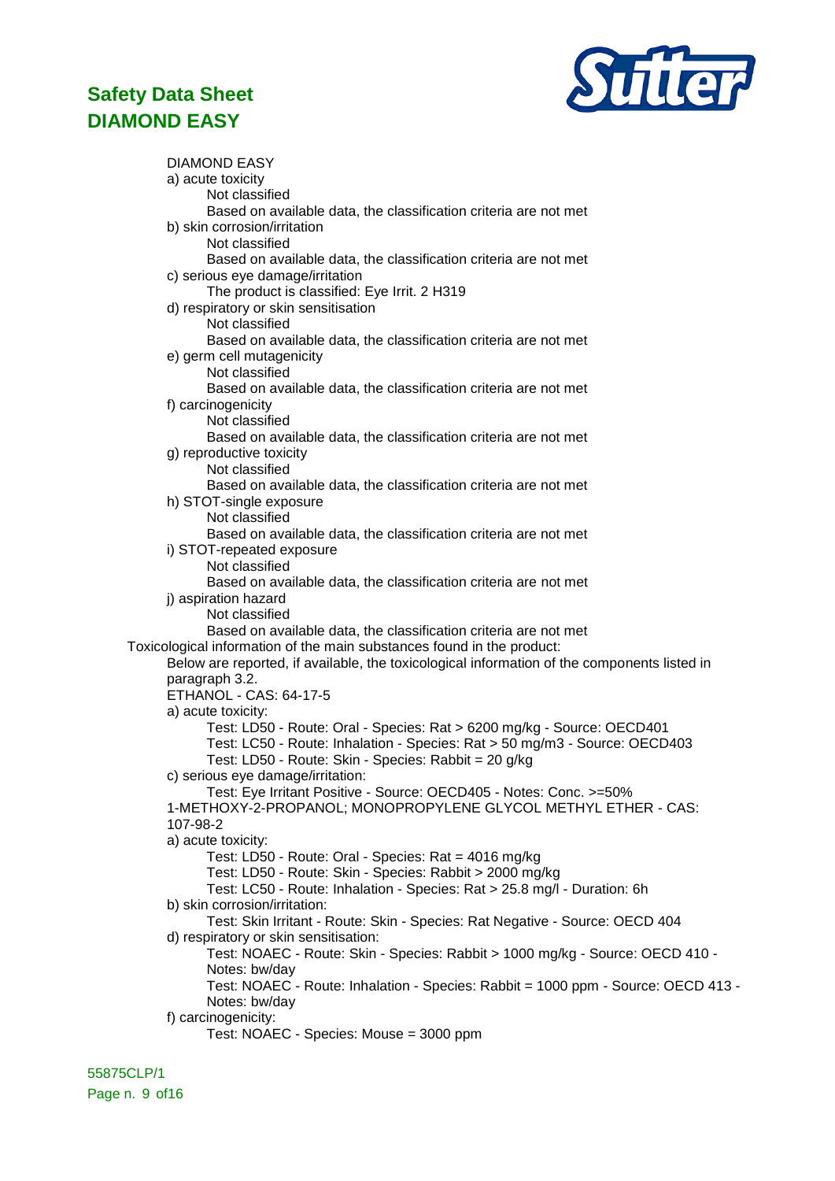DIAMOND EASY

a) acute toxicity
- Not classified
- Based on available data, the classification criteria are not met

b) skin corrosion/irritation
- Not classified
- Based on available data, the classification criteria are not met

c) serious eye damage/irritation
- The product is classified: Eye Irrit. 2 H319

d) respiratory or skin sensitisation
- Not classified
- Based on available data, the classification criteria are not met

e) germ cell mutagenicity
- Not classified
- Based on available data, the classification criteria are not met

f) carcinogenicity
- Not classified
- Based on available data, the classification criteria are not met

g) reproductive toxicity
- Not classified
- Based on available data, the classification criteria are not met

h) STOT-single exposure
- Not classified
- Based on available data, the classification criteria are not met

i) STOT-repeated exposure
- Not classified
- Based on available data, the classification criteria are not met

j) aspiration hazard
- Not classified
- Based on available data, the classification criteria are not met

Toxicological information of the main substances found in the product:

Below are reported, if available, the toxicological information of the components listed in paragraph 3.2.

ETHANOL - CAS: 64-17-5

a) acute toxicity:
- Test: LD50 - Route: Oral - Species: Rat > 6200 mg/kg - Source: OECD401
- Test: LC50 - Route: Inhalation - Species: Rat > 50 mg/m3 - Source: OECD403
- Test: LD50 - Route: Skin - Species: Rabbit = 20 g/kg

c) serious eye damage/irritation:
- Test: Eye Irritant Positive - Source: OECD405 - Notes: Conc. >=50%

1-METHOXY-2-PROPANOL; MONOPROPYLENE GLYCOL METHYL ETHER - CAS: 107-98-2

a) acute toxicity:
- Test: LD50 - Route: Oral - Species: Rat = 4016 mg/kg
- Test: LD50 - Route: Skin - Species: Rabbit > 2000 mg/kg
- Test: LC50 - Route: Inhalation - Species: Rat > 25.8 mg/l - Duration: 6h

b) skin corrosion/irritation:
- Test: Skin Irritant - Route: Skin - Species: Rat Negative - Source: OECD 404

d) respiratory or skin sensitisation:
- Test: NOAEC - Route: Skin - Species: Rabbit > 1000 mg/kg - Source: OECD 410 - Notes: bw/day
- Test: NOAEC - Route: Inhalation - Species: Rabbit = 1000 ppm - Source: OECD 413 - Notes: bw/day

f) carcinogenicity:
- Test: NOAEC - Species: Mouse = 3000 ppm

55875CLP/1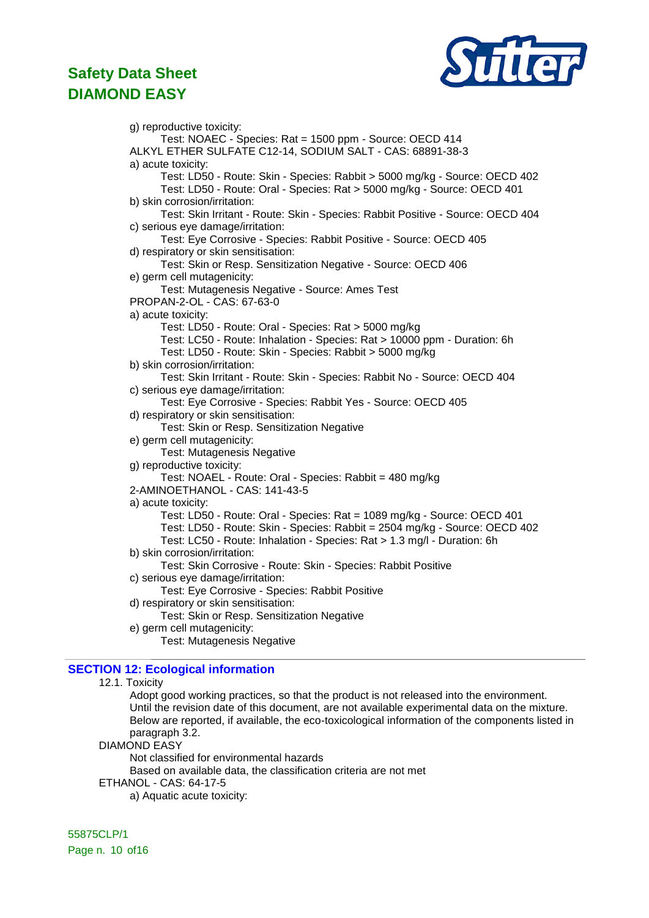g) reproductive toxicity:

  Test: NOAEC - Species: Rat = 1500 ppm - Source: OECD 414

ALKYL ETHER SULFATE C12-14, SODIUM SALT - CAS: 68891-38-3

a) acute toxicity:

  Test: LD50 - Route: Skin - Species: Rabbit > 5000 mg/kg - Source: OECD 402
  Test: LD50 - Route: Oral - Species: Rat > 5000 mg/kg - Source: OECD 401

b) skin corrosion/irritation:

  Test: Skin Irritant - Route: Skin - Species: Rabbit Positive - Source: OECD 404

c) serious eye damage/irritation:

  Test: Eye Corrosive - Species: Rabbit Positive - Source: OECD 405

d) respiratory or skin sensitisation:

  Test: Skin or Resp. Sensitization Negative - Source: OECD 406

e) germ cell mutagenicity:

  Test: Mutagenesis Negative - Source: Ames Test

PROPAN-2-OL - CAS: 67-63-0

a) acute toxicity:

  Test: LD50 - Route: Oral - Species: Rat > 5000 mg/kg
  Test: LC50 - Route: Inhalation - Species: Rat > 10000 ppm - Duration: 6h
  Test: LD50 - Route: Skin - Species: Rabbit > 5000 mg/kg

b) skin corrosion/irritation:

  Test: Skin Irritant - Route: Skin - Species: Rabbit No - Source: OECD 404

c) serious eye damage/irritation:

  Test: Eye Corrosive - Species: Rabbit Yes - Source: OECD 405

d) respiratory or skin sensitisation:

  Test: Skin or Resp. Sensitization Negative

e) germ cell mutagenicity:

  Test: Mutagenesis Negative

g) reproductive toxicity:

  Test: NOAEL - Route: Oral - Species: Rabbit = 480 mg/kg

2-AMINOETHANOL - CAS: 141-43-5

a) acute toxicity:

  Test: LD50 - Route: Oral - Species: Rat = 1089 mg/kg - Source: OECD 401
  Test: LD50 - Route: Skin - Species: Rabbit = 2504 mg/kg - Source: OECD 402
  Test: LC50 - Route: Inhalation - Species: Rat > 1.3 mg/l - Duration: 6h

b) skin corrosion/irritation:

  Test: Skin Corrosive - Route: Skin - Species: Rabbit Positive

c) serious eye damage/irritation:

  Test: Eye Corrosive - Species: Rabbit Positive

d) respiratory or skin sensitisation:

  Test: Skin or Resp. Sensitization Negative

e) germ cell mutagenicity:

  Test: Mutagenesis Negative

## SECTION 12: Ecological information

12.1. Toxicity

Adopt good working practices, so that the product is not released into the environment.
Until the revision date of this document, are not available experimental data on the mixture.
Below are reported, if available, the eco-toxicological information of the components listed in paragraph 3.2.

DIAMOND EASY

  Not classified for environmental hazards
  Based on available data, the classification criteria are not met

ETHANOL - CAS: 64-17-5

a) Aquatic acute toxicity:

55875CLP/1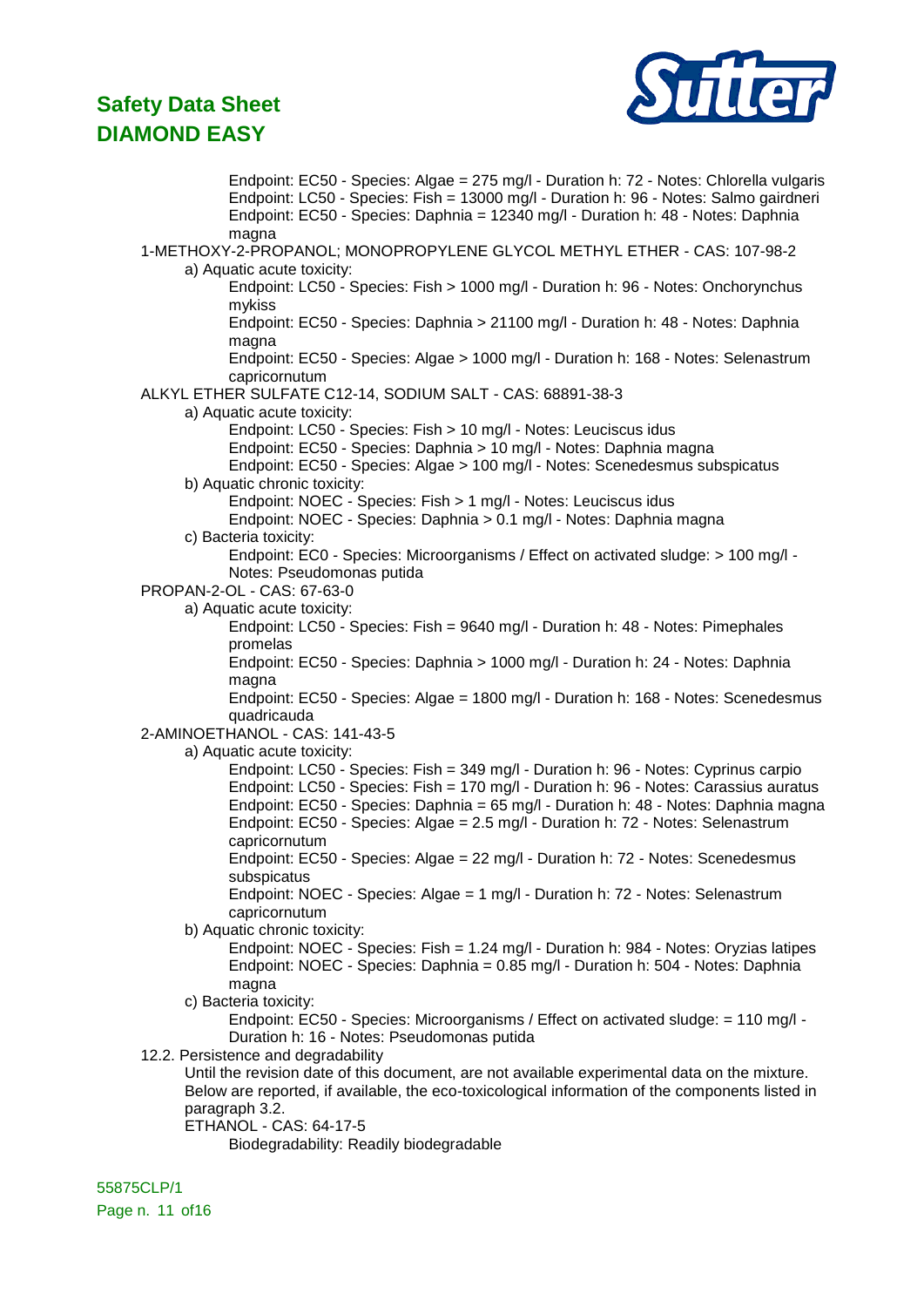Endpoint: EC50 - Species: Algae = 275 mg/l - Duration h: 72 - Notes: Chlorella vulgaris
Endpoint: LC50 - Species: Fish = 13000 mg/l - Duration h: 96 - Notes: Salmo gairdneri
Endpoint: EC50 - Species: Daphnia = 12340 mg/l - Duration h: 48 - Notes: Daphnia magna

1-METHOXY-2-PROPANOL; MONOPROPYLENE GLYCOL METHYL ETHER - CAS: 107-98-2

a) Aquatic acute toxicity:

Endpoint: LC50 - Species: Fish > 1000 mg/l - Duration h: 96 - Notes: Onchorynchus mykiss
Endpoint: EC50 - Species: Daphnia > 21100 mg/l - Duration h: 48 - Notes: Daphnia magna
Endpoint: EC50 - Species: Algae > 1000 mg/l - Duration h: 168 - Notes: Selenastrum capricornutum

ALKYL ETHER SULFATE C12-14, SODIUM SALT - CAS: 68891-38-3

a) Aquatic acute toxicity:

Endpoint: LC50 - Species: Fish > 10 mg/l - Notes: Leuciscus idus
Endpoint: EC50 - Species: Daphnia > 10 mg/l - Notes: Daphnia magna
Endpoint: EC50 - Species: Algae > 100 mg/l - Notes: Scenedesmus subspicatus

b) Aquatic chronic toxicity:

Endpoint: NOEC - Species: Fish > 1 mg/l - Notes: Leuciscus idus
Endpoint: NOEC - Species: Daphnia > 0.1 mg/l - Notes: Daphnia magna

c) Bacteria toxicity:

Endpoint: EC0 - Species: Microorganisms / Effect on activated sludge: > 100 mg/l - Notes: Pseudomonas putida

PROPAN-2-OL - CAS: 67-63-0

a) Aquatic acute toxicity:

Endpoint: LC50 - Species: Fish = 9640 mg/l - Duration h: 48 - Notes: Pimephales promelas
Endpoint: EC50 - Species: Daphnia > 1000 mg/l - Duration h: 24 - Notes: Daphnia magna
Endpoint: EC50 - Species: Algae = 1800 mg/l - Duration h: 168 - Notes: Scenedesmus quadricauda

2-AMINOETHANOL - CAS: 141-43-5

a) Aquatic acute toxicity:

Endpoint: LC50 - Species: Fish = 349 mg/l - Duration h: 96 - Notes: Cyprinus carpio
Endpoint: LC50 - Species: Fish = 170 mg/l - Duration h: 96 - Notes: Carassius auratus
Endpoint: EC50 - Species: Daphnia = 65 mg/l - Duration h: 48 - Notes: Daphnia magna
Endpoint: EC50 - Species: Algae = 2.5 mg/l - Duration h: 72 - Notes: Selenastrum capricornutum
Endpoint: EC50 - Species: Algae = 22 mg/l - Duration h: 72 - Notes: Scenedesmus subspicatus
Endpoint: NOEC - Species: Algae = 1 mg/l - Duration h: 72 - Notes: Selenastrum capricornutum

b) Aquatic chronic toxicity:

Endpoint: NOEC - Species: Fish = 1.24 mg/l - Duration h: 984 - Notes: Oryzias latipes
Endpoint: NOEC - Species: Daphnia = 0.85 mg/l - Duration h: 504 - Notes: Daphnia magna

c) Bacteria toxicity:

Endpoint: EC50 - Species: Microorganisms / Effect on activated sludge: = 110 mg/l - Duration h: 16 - Notes: Pseudomonas putida

12.2. Persistence and degradability

Until the revision date of this document, are not available experimental data on the mixture. Below are reported, if available, the eco-toxicological information of the components listed in paragraph 3.2.

ETHANOL - CAS: 64-17-5

Biodegradability: Readily biodegradable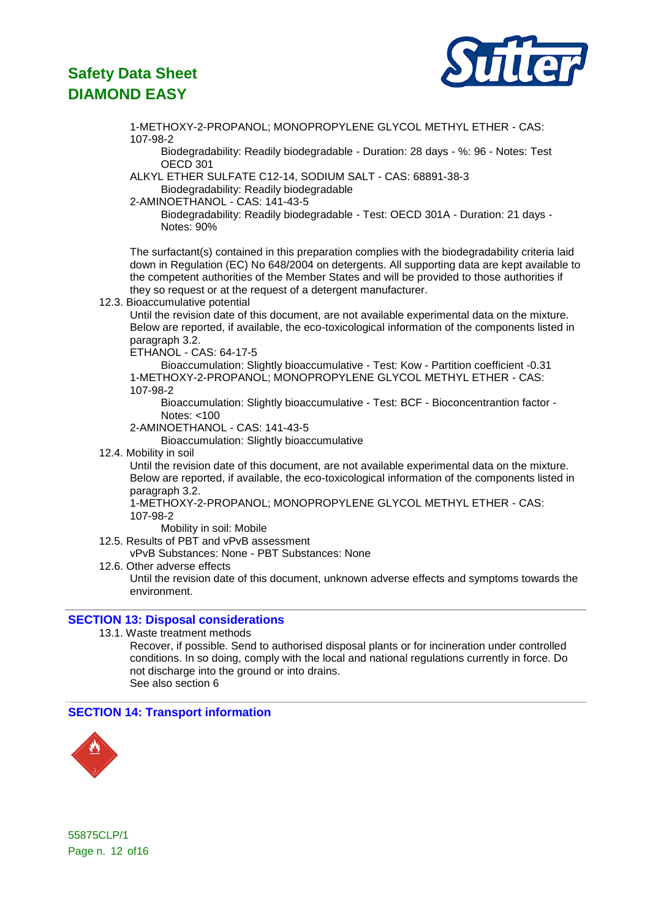1-METHOXY-2-PROPANOL; MONOPROPYLENE GLYCOL METHYL ETHER - CAS: 107-98-2

Biodegradability: Readily biodegradable - Duration: 28 days - %: 96 - Notes: Test OECD 301

ALKYL ETHER SULFATE C12-14, SODIUM SALT - CAS: 68891-38-3

Biodegradability: Readily biodegradable

2-AMINOETHANOL - CAS: 141-43-5

Biodegradability: Readily biodegradable - Test: OECD 301A - Duration: 21 days - Notes: 90%

The surfactant(s) contained in this preparation complies with the biodegradability criteria laid down in Regulation (EC) No 648/2004 on detergents. All supporting data are kept available to the competent authorities of the Member States and will be provided to those authorities if they so request or at the request of a detergent manufacturer.

12.3. Bioaccumulative potential

Until the revision date of this document, are not available experimental data on the mixture. Below are reported, if available, the eco-toxicological information of the components listed in paragraph 3.2.

ETHANOL - CAS: 64-17-5

Bioaccumulation: Slightly bioaccumulative - Test: Kow - Partition coefficient -0.31

1-METHOXY-2-PROPANOL; MONOPROPYLENE GLYCOL METHYL ETHER - CAS: 107-98-2

Bioaccumulation: Slightly bioaccumulative - Test: BCF - Bioconcentrantion factor - Notes: <100

2-AMINOETHANOL - CAS: 141-43-5

Bioaccumulation: Slightly bioaccumulative

12.4. Mobility in soil

Until the revision date of this document, are not available experimental data on the mixture. Below are reported, if available, the eco-toxicological information of the components listed in paragraph 3.2.

1-METHOXY-2-PROPANOL; MONOPROPYLENE GLYCOL METHYL ETHER - CAS: 107-98-2

Mobility in soil: Mobile

12.5. Results of PBT and vPvB assessment

vPvB Substances: None - PBT Substances: None

12.6. Other adverse effects

Until the revision date of this document, unknown adverse effects and symptoms towards the environment.

## SECTION 13: Disposal considerations

13.1. Waste treatment methods

Recover, if possible. Send to authorised disposal plants or for incineration under controlled conditions. In so doing, comply with the local and national regulations currently in force. Do not discharge into the ground or into drains.

See also section 6

## SECTION 14: Transport information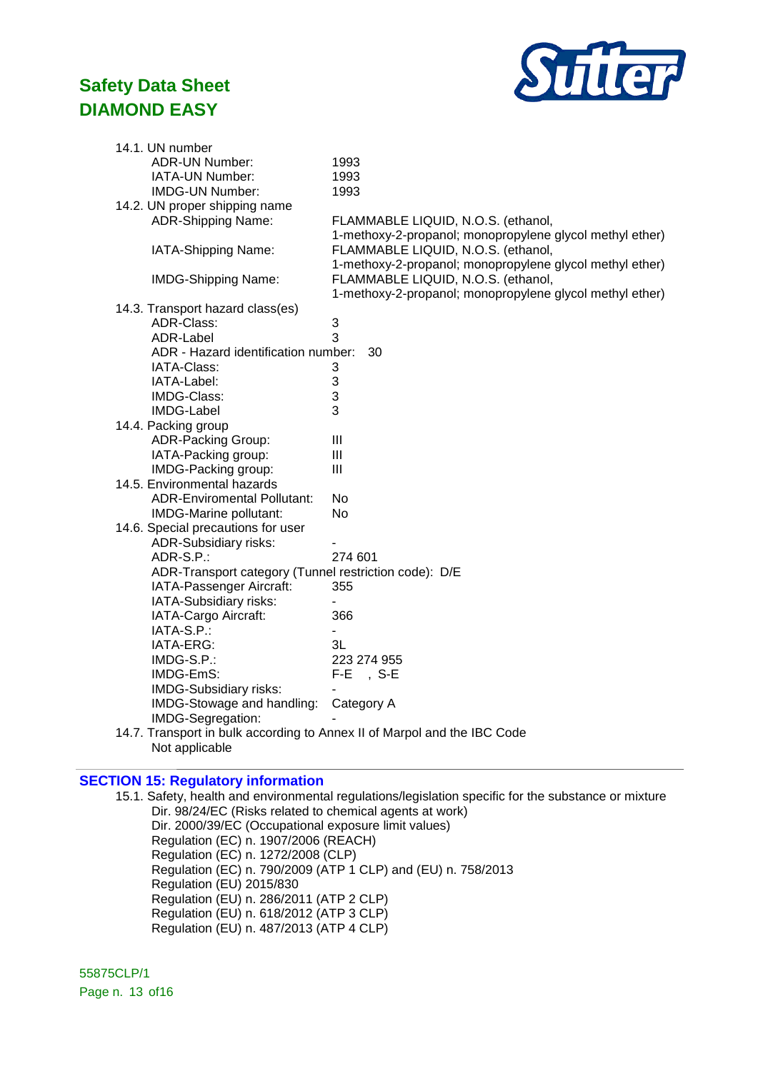14.1. UN number

ADR-UN Number: 1993
IATA-UN Number: 1993
IMDG-UN Number: 1993

14.2. UN proper shipping name

ADR-Shipping Name: FLAMMABLE LIQUID, N.O.S. (ethanol, 1-methoxy-2-propanol; monopropylene glycol methyl ether)
IATA-Shipping Name: FLAMMABLE LIQUID, N.O.S. (ethanol, 1-methoxy-2-propanol; monopropylene glycol methyl ether)
IMDG-Shipping Name: FLAMMABLE LIQUID, N.O.S. (ethanol, 1-methoxy-2-propanol; monopropylene glycol methyl ether)

14.3. Transport hazard class(es)

ADR-Class: 3
ADR-Label 3
ADR - Hazard identification number: 30
IATA-Class: 3
IATA-Label: 3
IMDG-Class: 3
IMDG-Label 3

14.4. Packing group

ADR-Packing Group: III
IATA-Packing group: III
IMDG-Packing group: III

14.5. Environmental hazards

ADR-Enviromental Pollutant: No
IMDG-Marine pollutant: No

14.6. Special precautions for user

ADR-Subsidiary risks: -
ADR-S.P.: 274 601
ADR-Transport category (Tunnel restriction code): D/E
IATA-Passenger Aircraft: 355
IATA-Subsidiary risks: -
IATA-Cargo Aircraft: 366
IATA-S.P.: -
IATA-ERG: 3L
IMDG-S.P.: 223 274 955
IMDG-EmS: F-E , S-E
IMDG-Subsidiary risks: -
IMDG-Stowage and handling: Category A
IMDG-Segregation: -

14.7. Transport in bulk according to Annex II of Marpol and the IBC Code

Not applicable

## SECTION 15: Regulatory information

15.1. Safety, health and environmental regulations/legislation specific for the substance or mixture

Dir. 98/24/EC (Risks related to chemical agents at work)
Dir. 2000/39/EC (Occupational exposure limit values)
Regulation (EC) n. 1907/2006 (REACH)
Regulation (EC) n. 1272/2008 (CLP)
Regulation (EC) n. 790/2009 (ATP 1 CLP) and (EU) n. 758/2013
Regulation (EU) 2015/830
Regulation (EU) n. 286/2011 (ATP 2 CLP)
Regulation (EU) n. 618/2012 (ATP 3 CLP)
Regulation (EU) n. 487/2013 (ATP 4 CLP)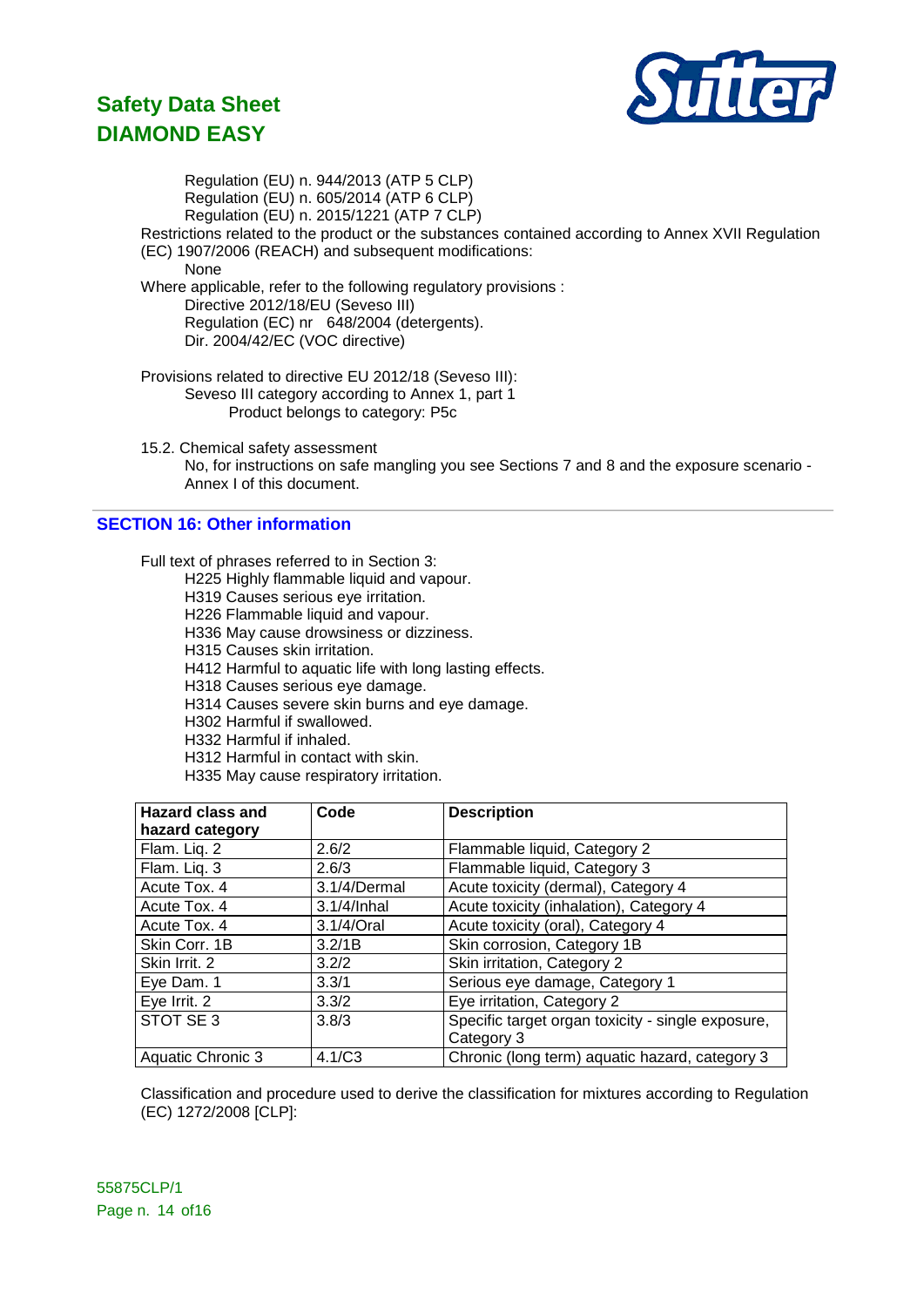Regulation (EU) n. 944/2013 (ATP 5 CLP)
Regulation (EU) n. 605/2014 (ATP 6 CLP)
Regulation (EU) n. 2015/1221 (ATP 7 CLP)

Restrictions related to the product or the substances contained according to Annex XVII Regulation (EC) 1907/2006 (REACH) and subsequent modifications:

None

Where applicable, refer to the following regulatory provisions :

Directive 2012/18/EU (Seveso III)
Regulation (EC) nr 648/2004 (detergents).
Dir. 2004/42/EC (VOC directive)

Provisions related to directive EU 2012/18 (Seveso III):

Seveso III category according to Annex 1, part 1

Product belongs to category: P5c

15.2. Chemical safety assessment

No, for instructions on safe mangling you see Sections 7 and 8 and the exposure scenario - Annex I of this document.

## SECTION 16: Other information

Full text of phrases referred to in Section 3:

H225 Highly flammable liquid and vapour.
H319 Causes serious eye irritation.
H226 Flammable liquid and vapour.
H336 May cause drowsiness or dizziness.
H315 Causes skin irritation.
H412 Harmful to aquatic life with long lasting effects.
H318 Causes serious eye damage.
H314 Causes severe skin burns and eye damage.
H302 Harmful if swallowed.
H332 Harmful if inhaled.
H312 Harmful in contact with skin.
H335 May cause respiratory irritation.

| Hazard class and hazard category | Code | Description |
|---|---|---|
| Flam. Liq. 2 | 2.6/2 | Flammable liquid, Category 2 |
| Flam. Liq. 3 | 2.6/3 | Flammable liquid, Category 3 |
| Acute Tox. 4 | 3.1/4/Dermal | Acute toxicity (dermal), Category 4 |
| Acute Tox. 4 | 3.1/4/Inhal | Acute toxicity (inhalation), Category 4 |
| Acute Tox. 4 | 3.1/4/Oral | Acute toxicity (oral), Category 4 |
| Skin Corr. 1B | 3.2/1B | Skin corrosion, Category 1B |
| Skin Irrit. 2 | 3.2/2 | Skin irritation, Category 2 |
| Eye Dam. 1 | 3.3/1 | Serious eye damage, Category 1 |
| Eye Irrit. 2 | 3.3/2 | Eye irritation, Category 2 |
| STOT SE 3 | 3.8/3 | Specific target organ toxicity - single exposure, Category 3 |
| Aquatic Chronic 3 | 4.1/C3 | Chronic (long term) aquatic hazard, category 3 |

Classification and procedure used to derive the classification for mixtures according to Regulation (EC) 1272/2008 [CLP]: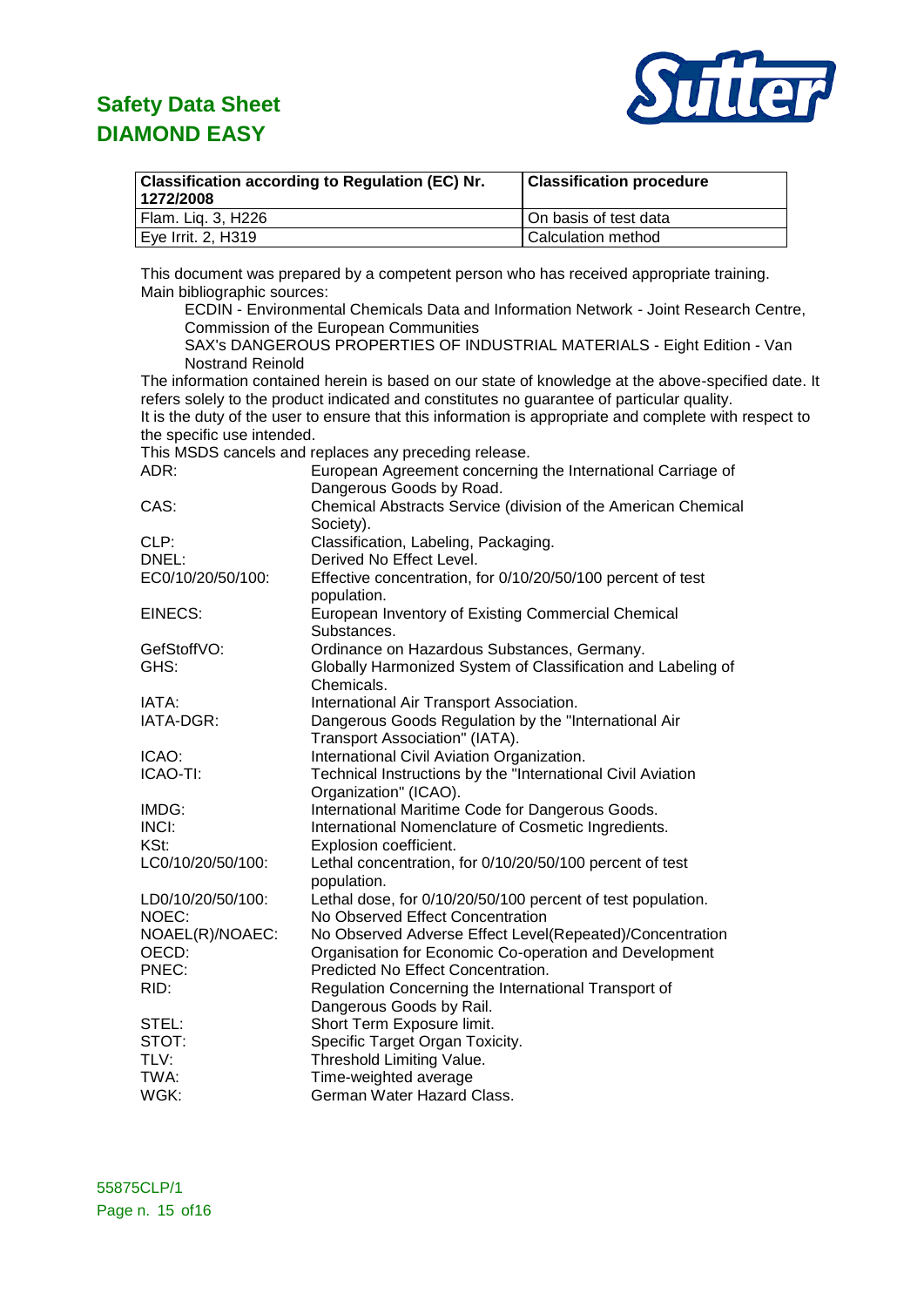| Classification according to Regulation (EC) Nr. 1272/2008 | Classification procedure |
|---|---|
| Flam. Liq. 3, H226 | On basis of test data |
| Eye Irrit. 2, H319 | Calculation method |

This document was prepared by a competent person who has received appropriate training.
Main bibliographic sources:

ECDIN - Environmental Chemicals Data and Information Network - Joint Research Centre, Commission of the European Communities
SAX's DANGEROUS PROPERTIES OF INDUSTRIAL MATERIALS - Eight Edition - Van Nostrand Reinold

The information contained herein is based on our state of knowledge at the above-specified date. It refers solely to the product indicated and constitutes no guarantee of particular quality.
It is the duty of the user to ensure that this information is appropriate and complete with respect to the specific use intended.
This MSDS cancels and replaces any preceding release.

ADR: European Agreement concerning the International Carriage of Dangerous Goods by Road.
CAS: Chemical Abstracts Service (division of the American Chemical Society).
CLP: Classification, Labeling, Packaging.
DNEL: Derived No Effect Level.
EC0/10/20/50/100: Effective concentration, for 0/10/20/50/100 percent of test population.
EINECS: European Inventory of Existing Commercial Chemical Substances.
GefStoffVO: Ordinance on Hazardous Substances, Germany.
GHS: Globally Harmonized System of Classification and Labeling of Chemicals.
IATA: International Air Transport Association.
IATA-DGR: Dangerous Goods Regulation by the "International Air Transport Association" (IATA).
ICAO: International Civil Aviation Organization.
ICAO-TI: Technical Instructions by the "International Civil Aviation Organization" (ICAO).
IMDG: International Maritime Code for Dangerous Goods.
INCI: International Nomenclature of Cosmetic Ingredients.
KSt: Explosion coefficient.
LC0/10/20/50/100: Lethal concentration, for 0/10/20/50/100 percent of test population.
LD0/10/20/50/100: Lethal dose, for 0/10/20/50/100 percent of test population.
NOEC: No Observed Effect Concentration
NOAEL(R)/NOAEC: No Observed Adverse Effect Level(Repeated)/Concentration
OECD: Organisation for Economic Co-operation and Development
PNEC: Predicted No Effect Concentration.
RID: Regulation Concerning the International Transport of Dangerous Goods by Rail.
STEL: Short Term Exposure limit.
STOT: Specific Target Organ Toxicity.
TLV: Threshold Limiting Value.
TWA: Time-weighted average
WGK: German Water Hazard Class.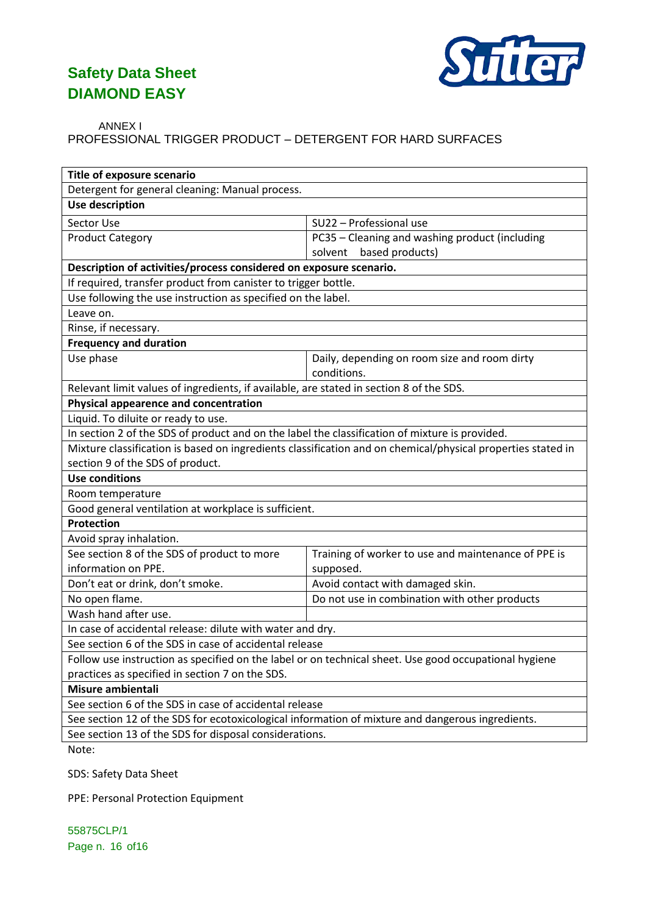# Safety Data Sheet
# DIAMOND EASY

ANNEX I

PROFESSIONAL TRIGGER PRODUCT – DETERGENT FOR HARD SURFACES

| | |
|---|---|
| **Title of exposure scenario** | |
| Detergent for general cleaning: Manual process. | |
| **Use description** | |
| Sector Use | SU22 – Professional use |
| Product Category | PC35 – Cleaning and washing product (including solvent based products) |
| **Description of activities/process considered on exposure scenario.** | |
| If required, transfer product from canister to trigger bottle. | |
| Use following the use instruction as specified on the label. | |
| Leave on. | |
| Rinse, if necessary. | |
| **Frequency and duration** | |
| Use phase | Daily, depending on room size and room dirty conditions. |
| Relevant limit values of ingredients, if available, are stated in section 8 of the SDS. | |
| **Physical appearence and concentration** | |
| Liquid. To diluite or ready to use. | |
| In section 2 of the SDS of product and on the label the classification of mixture is provided. | |
| Mixture classification is based on ingredients classification and on chemical/physical properties stated in section 9 of the SDS of product. | |
| **Use conditions** | |
| Room temperature | |
| Good general ventilation at workplace is sufficient. | |
| **Protection** | |
| Avoid spray inhalation. | |
| See section 8 of the SDS of product to more information on PPE. | Training of worker to use and maintenance of PPE is supposed. |
| Don't eat or drink, don't smoke. | Avoid contact with damaged skin. |
| No open flame. | Do not use in combination with other products |
| Wash hand after use. | |
| In case of accidental release: dilute with water and dry. | |
| See section 6 of the SDS in case of accidental release | |
| Follow use instruction as specified on the label or on technical sheet. Use good occupational hygiene practices as specified in section 7 on the SDS. | |
| **Misure ambientali** | |
| See section 6 of the SDS in case of accidental release | |
| See section 12 of the SDS for ecotoxicological information of mixture and dangerous ingredients. | |
| See section 13 of the SDS for disposal considerations. | |

Note:

SDS: Safety Data Sheet

PPE: Personal Protection Equipment

55875CLP/1